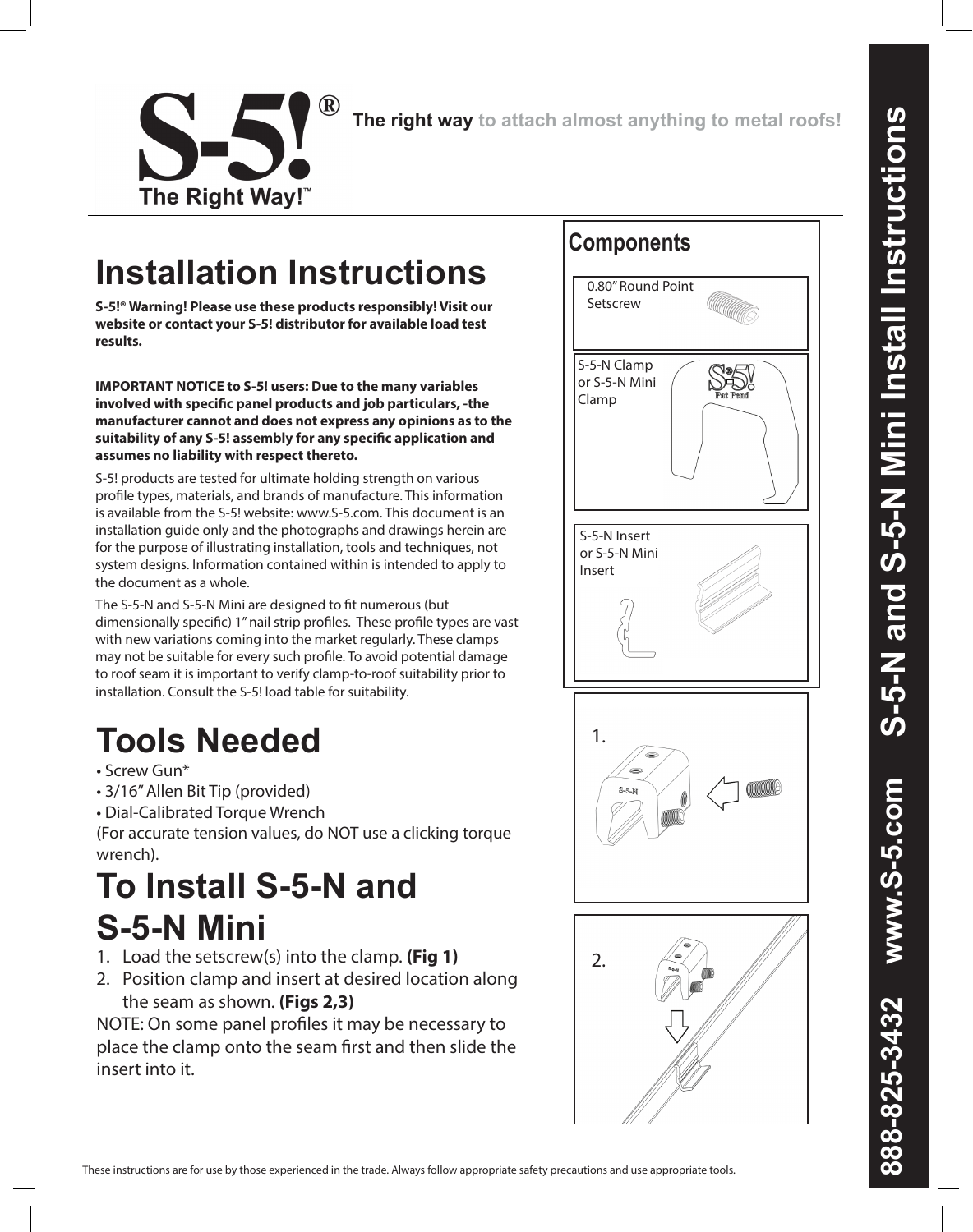# S-5!® The Right Way!™

**The right way to attach almost anything to metal roofs!**

# Installation Instructions

**S-5!® Warning! Please use these products responsibly! Visit our website or contact your S-5! distributor for available load test results.**

**IMPORTANT NOTICE to S-5! users: Due to the many variables involved with specific panel products and job particulars, -the manufacturer cannot and does not express any opinions as to the suitability of any S-5! assembly for any specific application and assumes no liability with respect thereto.**

S-5! products are tested for ultimate holding strength on various profile types, materials, and brands of manufacture. This information is available from the S-5! website: www.S-5.com. This document is an installation guide only and the photographs and drawings herein are for the purpose of illustrating installation, tools and techniques, not system designs. Information contained within is intended to apply to the document as a whole.

The S-5-N and S-5-N Mini are designed to fit numerous (but dimensionally specific) 1" nail strip profiles. These profile types are vast with new variations coming into the market regularly. These clamps may not be suitable for every such profile. To avoid potential damage to roof seam it is important to verify clamp-to-roof suitability prior to installation. Consult the S-5! load table for suitability.

# Tools Needed

- Screw Gun*
- 3/16" Allen Bit Tip (provided)
- Dial-Calibrated Torque Wrench

(For accurate tension values, do NOT use a clicking torque wrench).

# To Install S-5-N and S-5-N Mini

1. Load the setscrew(s) into the clamp. **(Fig 1)**
2. Position clamp and insert at desired location along the seam as shown. **(Figs 2,3)**

NOTE: On some panel profiles it may be necessary to place the clamp onto the seam first and then slide the insert into it.

## Components

- 0.80" Round Point Setscrew
- S-5-N Clamp or S-5-N Mini Clamp
- S-5-N Insert or S-5-N Mini Insert

1.

2.

These instructions are for use by those experienced in the trade. Always follow appropriate safety precautions and use appropriate tools.

888-825-3432 www.S-5.com S-5-N and S-5-N Mini Install Instructions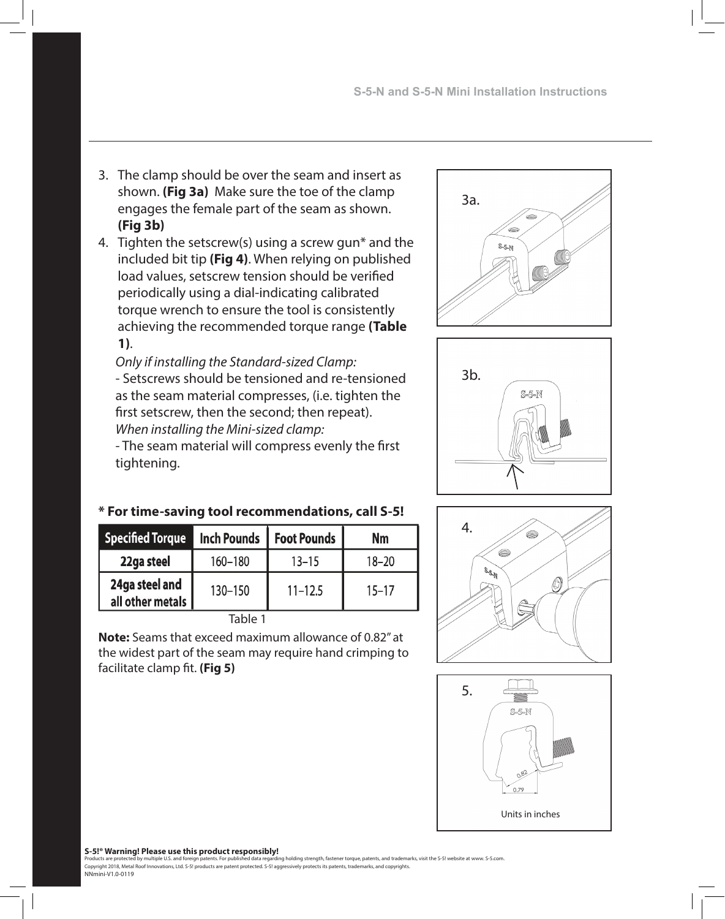3. The clamp should be over the seam and insert as shown. **(Fig 3a)** Make sure the toe of the clamp engages the female part of the seam as shown. **(Fig 3b)**
4. Tighten the setscrew(s) using a screw gun* and the included bit tip **(Fig 4)**. When relying on published load values, setscrew tension should be verified periodically using a dial-indicating calibrated torque wrench to ensure the tool is consistently achieving the recommended torque range **(Table 1)**.

   *Only if installing the Standard-sized Clamp:*
   - Setscrews should be tensioned and re-tensioned as the seam material compresses, (i.e. tighten the first setscrew, then the second; then repeat).

   *When installing the Mini-sized clamp:*
   - The seam material will compress evenly the first tightening.

**\* For time-saving tool recommendations, call S-5!**

| Specified Torque | Inch Pounds | Foot Pounds | Nm |
|---|---|---|---|
| 22ga steel | 160–180 | 13–15 | 18–20 |
| 24ga steel and all other metals | 130–150 | 11–12.5 | 15–17 |

Table 1

**Note:** Seams that exceed maximum allowance of 0.82" at the widest part of the seam may require hand crimping to facilitate clamp fit. **(Fig 5)**

3a.

S-5-N

3b.

S-5-N

4.

S-5-N

5.

S-5-N

0.82

0.79

Units in inches

**S-5!® Warning! Please use this product responsibly!**
Products are protected by multiple U.S. and foreign patents. For published data regarding holding strength, fastener torque, patents, and trademarks, visit the S-5! website at www. S-5.com.
Copyright 2018, Metal Roof Innovations, Ltd. S-5! products are patent protected. S-5! aggressively protects its patents, trademarks, and copyrights.
NNmini-V1.0-0119